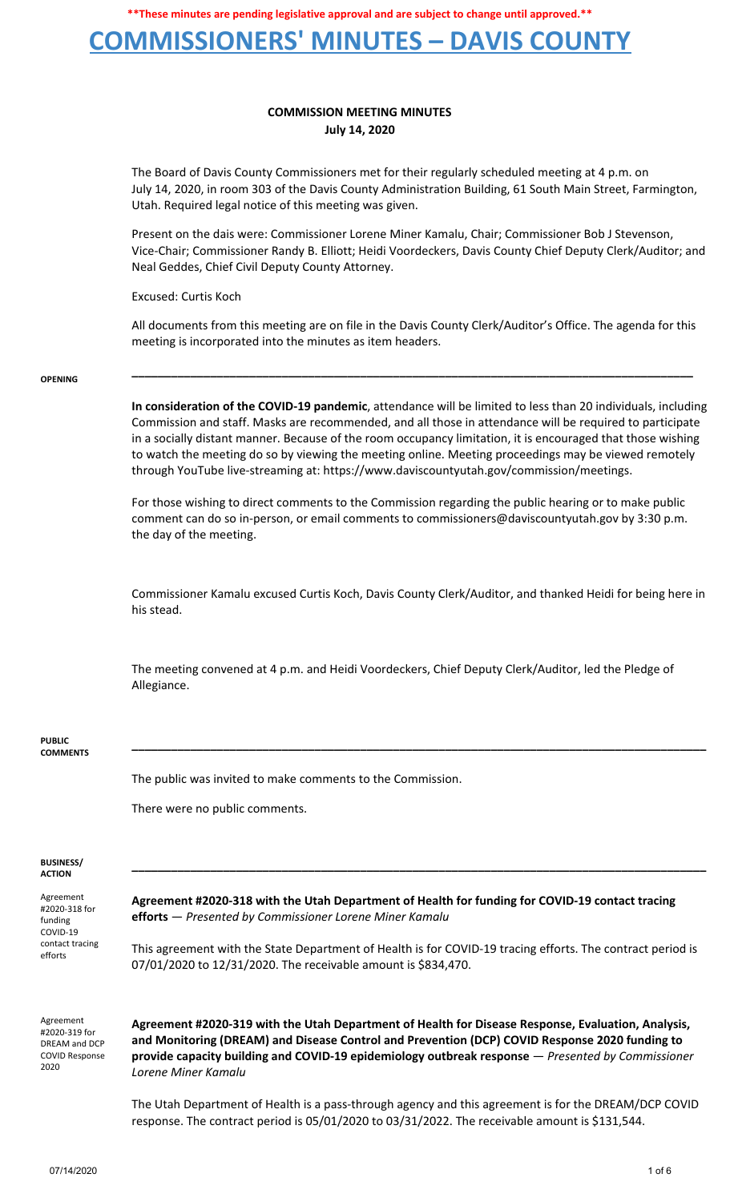**These minutes are pending legislative approval and are subject to change until approved.**

# COMMISSIONERS' MINUTES – DAVIS COUNTY

## COMMISSION MEETING MINUTES
**July 14, 2020**

The Board of Davis County Commissioners met for their regularly scheduled meeting at 4 p.m. on July 14, 2020, in room 303 of the Davis County Administration Building, 61 South Main Street, Farmington, Utah. Required legal notice of this meeting was given.

Present on the dais were: Commissioner Lorene Miner Kamalu, Chair; Commissioner Bob J Stevenson, Vice-Chair; Commissioner Randy B. Elliott; Heidi Voordeckers, Davis County Chief Deputy Clerk/Auditor; and Neal Geddes, Chief Civil Deputy County Attorney.

Excused: Curtis Koch

All documents from this meeting are on file in the Davis County Clerk/Auditor's Office. The agenda for this meeting is incorporated into the minutes as item headers.

**OPENING**

---

**In consideration of the COVID-19 pandemic**, attendance will be limited to less than 20 individuals, including Commission and staff. Masks are recommended, and all those in attendance will be required to participate in a socially distant manner. Because of the room occupancy limitation, it is encouraged that those wishing to watch the meeting do so by viewing the meeting online. Meeting proceedings may be viewed remotely through YouTube live-streaming at: https://www.daviscountyutah.gov/commission/meetings.

For those wishing to direct comments to the Commission regarding the public hearing or to make public comment can do so in-person, or email comments to commissioners@daviscountyutah.gov by 3:30 p.m. the day of the meeting.

Commissioner Kamalu excused Curtis Koch, Davis County Clerk/Auditor, and thanked Heidi for being here in his stead.

The meeting convened at 4 p.m. and Heidi Voordeckers, Chief Deputy Clerk/Auditor, led the Pledge of Allegiance.

**PUBLIC COMMENTS**

---

The public was invited to make comments to the Commission.

There were no public comments.

**BUSINESS/ ACTION**

---

*Agreement #2020-318 for funding COVID-19 contact tracing efforts*

**Agreement #2020-318 with the Utah Department of Health for funding for COVID-19 contact tracing efforts** — *Presented by Commissioner Lorene Miner Kamalu*

This agreement with the State Department of Health is for COVID-19 tracing efforts. The contract period is 07/01/2020 to 12/31/2020. The receivable amount is $834,470.

*Agreement #2020-319 for DREAM and DCP COVID Response 2020*

**Agreement #2020-319 with the Utah Department of Health for Disease Response, Evaluation, Analysis, and Monitoring (DREAM) and Disease Control and Prevention (DCP) COVID Response 2020 funding to provide capacity building and COVID-19 epidemiology outbreak response** — *Presented by Commissioner Lorene Miner Kamalu*

The Utah Department of Health is a pass-through agency and this agreement is for the DREAM/DCP COVID response. The contract period is 05/01/2020 to 03/31/2022. The receivable amount is $131,544.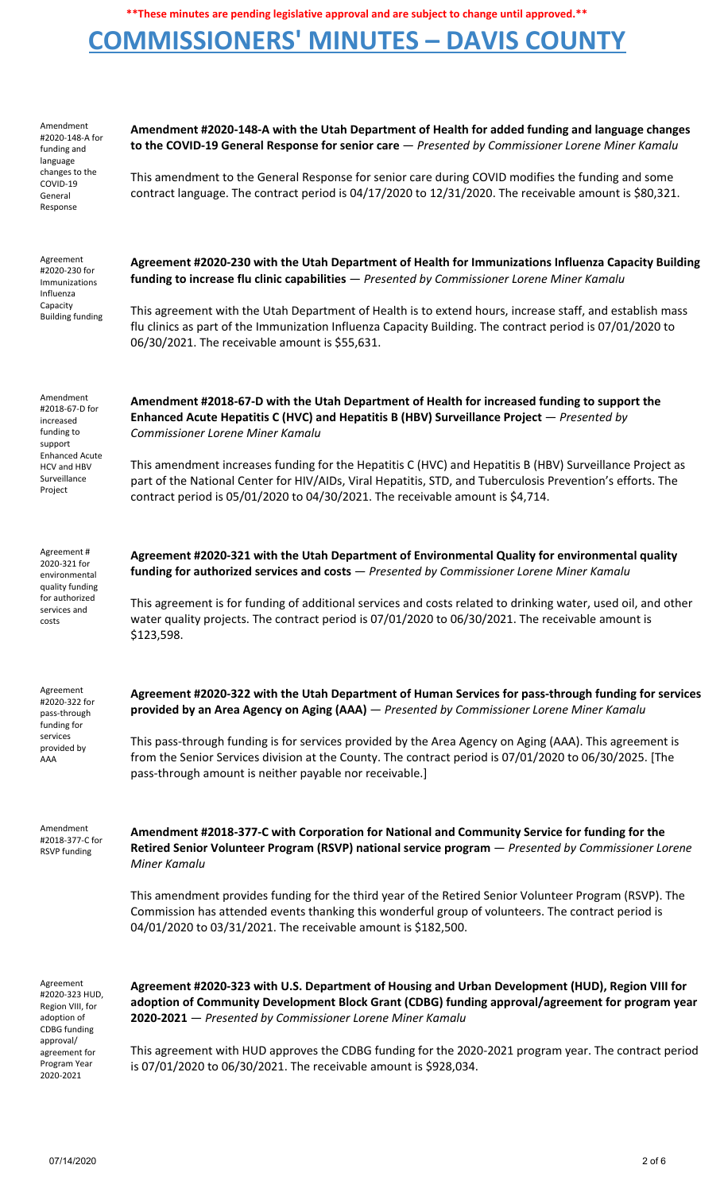**These minutes are pending legislative approval and are subject to change until approved.**

# COMMISSIONERS' MINUTES – DAVIS COUNTY

Amendment #2020-148-A for funding and language changes to the COVID-19 General Response

**Amendment #2020-148-A with the Utah Department of Health for added funding and language changes to the COVID-19 General Response for senior care** — *Presented by Commissioner Lorene Miner Kamalu*

This amendment to the General Response for senior care during COVID modifies the funding and some contract language. The contract period is 04/17/2020 to 12/31/2020. The receivable amount is $80,321.

Agreement #2020-230 for Immunizations Influenza Capacity Building funding

**Agreement #2020-230 with the Utah Department of Health for Immunizations Influenza Capacity Building funding to increase flu clinic capabilities** — *Presented by Commissioner Lorene Miner Kamalu*

This agreement with the Utah Department of Health is to extend hours, increase staff, and establish mass flu clinics as part of the Immunization Influenza Capacity Building. The contract period is 07/01/2020 to 06/30/2021. The receivable amount is $55,631.

Amendment #2018-67-D for increased funding to support Enhanced Acute HCV and HBV Surveillance Project

**Amendment #2018-67-D with the Utah Department of Health for increased funding to support the Enhanced Acute Hepatitis C (HVC) and Hepatitis B (HBV) Surveillance Project** — *Presented by Commissioner Lorene Miner Kamalu*

This amendment increases funding for the Hepatitis C (HVC) and Hepatitis B (HBV) Surveillance Project as part of the National Center for HIV/AIDs, Viral Hepatitis, STD, and Tuberculosis Prevention's efforts. The contract period is 05/01/2020 to 04/30/2021. The receivable amount is $4,714.

Agreement # 2020-321 for environmental quality funding for authorized services and costs

**Agreement #2020-321 with the Utah Department of Environmental Quality for environmental quality funding for authorized services and costs** — *Presented by Commissioner Lorene Miner Kamalu*

This agreement is for funding of additional services and costs related to drinking water, used oil, and other water quality projects. The contract period is 07/01/2020 to 06/30/2021. The receivable amount is $123,598.

Agreement #2020-322 for pass-through funding for services provided by AAA

**Agreement #2020-322 with the Utah Department of Human Services for pass-through funding for services provided by an Area Agency on Aging (AAA)** — *Presented by Commissioner Lorene Miner Kamalu*

This pass-through funding is for services provided by the Area Agency on Aging (AAA). This agreement is from the Senior Services division at the County. The contract period is 07/01/2020 to 06/30/2025. [The pass-through amount is neither payable nor receivable.]

Amendment #2018-377-C for RSVP funding

**Amendment #2018-377-C with Corporation for National and Community Service for funding for the Retired Senior Volunteer Program (RSVP) national service program** — *Presented by Commissioner Lorene Miner Kamalu*

This amendment provides funding for the third year of the Retired Senior Volunteer Program (RSVP). The Commission has attended events thanking this wonderful group of volunteers. The contract period is 04/01/2020 to 03/31/2021. The receivable amount is $182,500.

Agreement #2020-323 HUD, Region VIII, for adoption of CDBG funding approval/ agreement for Program Year 2020-2021

**Agreement #2020-323 with U.S. Department of Housing and Urban Development (HUD), Region VIII for adoption of Community Development Block Grant (CDBG) funding approval/agreement for program year 2020-2021** — *Presented by Commissioner Lorene Miner Kamalu*

This agreement with HUD approves the CDBG funding for the 2020-2021 program year. The contract period is 07/01/2020 to 06/30/2021. The receivable amount is $928,034.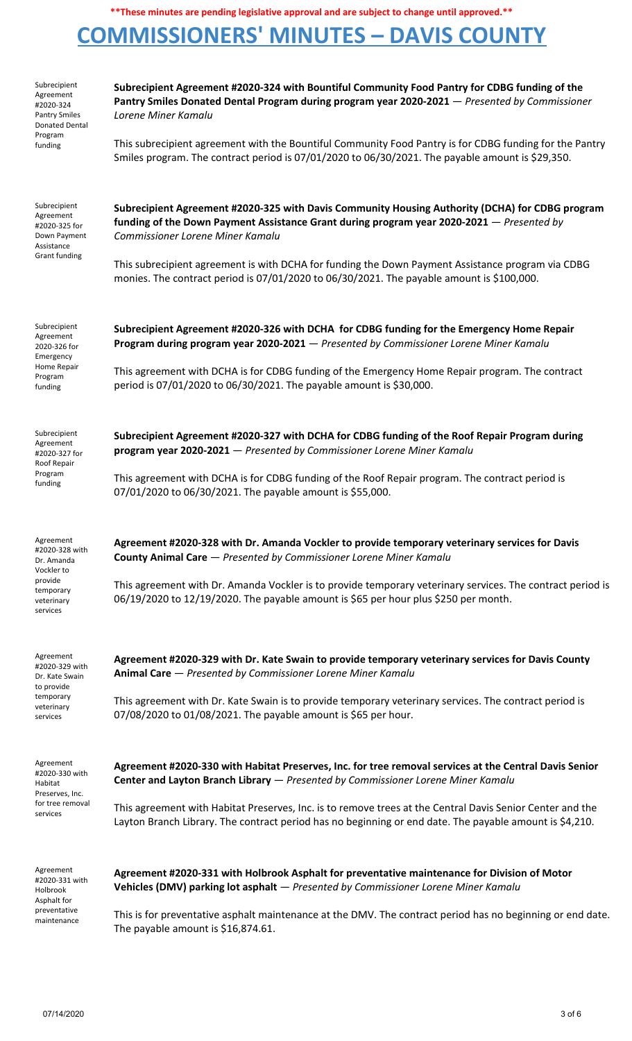**\*\*These minutes are pending legislative approval and are subject to change until approved.\*\***

# COMMISSIONERS' MINUTES – DAVIS COUNTY

Subrecipient Agreement #2020-324 Pantry Smiles Donated Dental Program funding

**Subrecipient Agreement #2020-324 with Bountiful Community Food Pantry for CDBG funding of the Pantry Smiles Donated Dental Program during program year 2020-2021** — *Presented by Commissioner Lorene Miner Kamalu*

This subrecipient agreement with the Bountiful Community Food Pantry is for CDBG funding for the Pantry Smiles program. The contract period is 07/01/2020 to 06/30/2021. The payable amount is $29,350.

Subrecipient Agreement #2020-325 for Down Payment Assistance Grant funding

**Subrecipient Agreement #2020-325 with Davis Community Housing Authority (DCHA) for CDBG program funding of the Down Payment Assistance Grant during program year 2020-2021** — *Presented by Commissioner Lorene Miner Kamalu*

This subrecipient agreement is with DCHA for funding the Down Payment Assistance program via CDBG monies. The contract period is 07/01/2020 to 06/30/2021. The payable amount is $100,000.

Subrecipient Agreement 2020-326 for Emergency Home Repair Program funding

**Subrecipient Agreement #2020-326 with DCHA for CDBG funding for the Emergency Home Repair Program during program year 2020-2021** — *Presented by Commissioner Lorene Miner Kamalu*

This agreement with DCHA is for CDBG funding of the Emergency Home Repair program. The contract period is 07/01/2020 to 06/30/2021. The payable amount is $30,000.

Subrecipient Agreement #2020-327 for Roof Repair Program funding

**Subrecipient Agreement #2020-327 with DCHA for CDBG funding of the Roof Repair Program during program year 2020-2021** — *Presented by Commissioner Lorene Miner Kamalu*

This agreement with DCHA is for CDBG funding of the Roof Repair program. The contract period is 07/01/2020 to 06/30/2021. The payable amount is $55,000.

Agreement #2020-328 with Dr. Amanda Vockler to provide temporary veterinary services

**Agreement #2020-328 with Dr. Amanda Vockler to provide temporary veterinary services for Davis County Animal Care** — *Presented by Commissioner Lorene Miner Kamalu*

This agreement with Dr. Amanda Vockler is to provide temporary veterinary services. The contract period is 06/19/2020 to 12/19/2020. The payable amount is $65 per hour plus $250 per month.

Agreement #2020-329 with Dr. Kate Swain to provide temporary veterinary services

**Agreement #2020-329 with Dr. Kate Swain to provide temporary veterinary services for Davis County Animal Care** — *Presented by Commissioner Lorene Miner Kamalu*

This agreement with Dr. Kate Swain is to provide temporary veterinary services. The contract period is 07/08/2020 to 01/08/2021. The payable amount is $65 per hour.

Agreement #2020-330 with Habitat Preserves, Inc. for tree removal services

**Agreement #2020-330 with Habitat Preserves, Inc. for tree removal services at the Central Davis Senior Center and Layton Branch Library** — *Presented by Commissioner Lorene Miner Kamalu*

This agreement with Habitat Preserves, Inc. is to remove trees at the Central Davis Senior Center and the Layton Branch Library. The contract period has no beginning or end date. The payable amount is $4,210.

Agreement #2020-331 with Holbrook Asphalt for preventative maintenance

**Agreement #2020-331 with Holbrook Asphalt for preventative maintenance for Division of Motor Vehicles (DMV) parking lot asphalt** — *Presented by Commissioner Lorene Miner Kamalu*

This is for preventative asphalt maintenance at the DMV. The contract period has no beginning or end date. The payable amount is $16,874.61.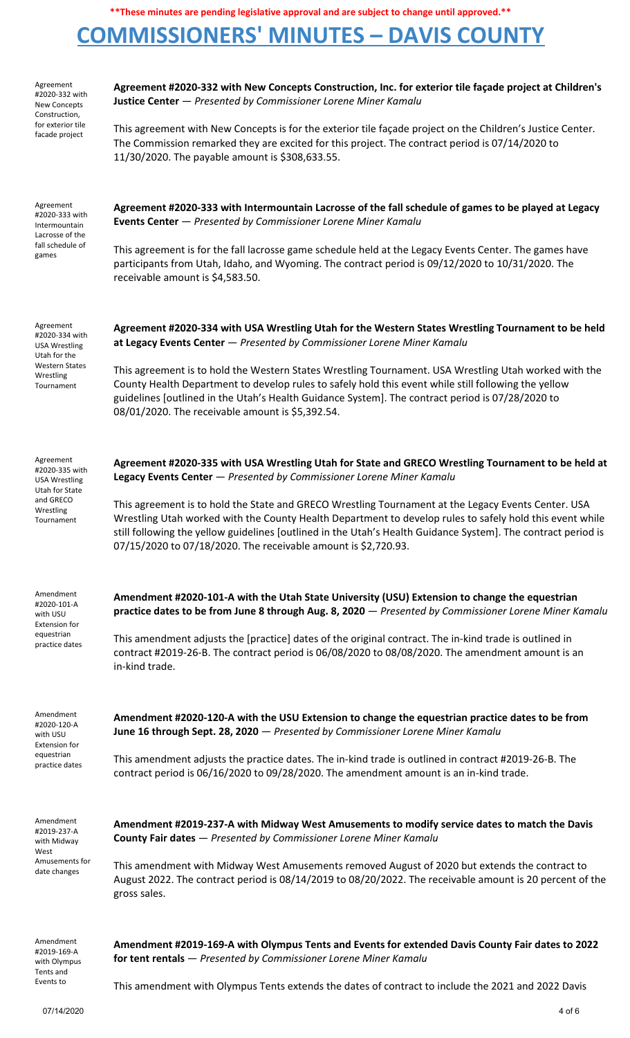**\*\*These minutes are pending legislative approval and are subject to change until approved.\*\***

# COMMISSIONERS' MINUTES – DAVIS COUNTY

Agreement #2020-332 with New Concepts Construction, for exterior tile facade project

**Agreement #2020-332 with New Concepts Construction, Inc. for exterior tile façade project at Children's Justice Center** — *Presented by Commissioner Lorene Miner Kamalu*

This agreement with New Concepts is for the exterior tile façade project on the Children's Justice Center. The Commission remarked they are excited for this project. The contract period is 07/14/2020 to 11/30/2020. The payable amount is $308,633.55.

Agreement #2020-333 with Intermountain Lacrosse of the fall schedule of games

**Agreement #2020-333 with Intermountain Lacrosse of the fall schedule of games to be played at Legacy Events Center** — *Presented by Commissioner Lorene Miner Kamalu*

This agreement is for the fall lacrosse game schedule held at the Legacy Events Center. The games have participants from Utah, Idaho, and Wyoming. The contract period is 09/12/2020 to 10/31/2020. The receivable amount is $4,583.50.

Agreement #2020-334 with USA Wrestling Utah for the Western States Wrestling Tournament

**Agreement #2020-334 with USA Wrestling Utah for the Western States Wrestling Tournament to be held at Legacy Events Center** — *Presented by Commissioner Lorene Miner Kamalu*

This agreement is to hold the Western States Wrestling Tournament. USA Wrestling Utah worked with the County Health Department to develop rules to safely hold this event while still following the yellow guidelines [outlined in the Utah's Health Guidance System]. The contract period is 07/28/2020 to 08/01/2020. The receivable amount is $5,392.54.

Agreement #2020-335 with USA Wrestling Utah for State and GRECO Wrestling Tournament

**Agreement #2020-335 with USA Wrestling Utah for State and GRECO Wrestling Tournament to be held at Legacy Events Center** — *Presented by Commissioner Lorene Miner Kamalu*

This agreement is to hold the State and GRECO Wrestling Tournament at the Legacy Events Center. USA Wrestling Utah worked with the County Health Department to develop rules to safely hold this event while still following the yellow guidelines [outlined in the Utah's Health Guidance System]. The contract period is 07/15/2020 to 07/18/2020. The receivable amount is $2,720.93.

Amendment #2020-101-A with USU Extension for equestrian practice dates

**Amendment #2020-101-A with the Utah State University (USU) Extension to change the equestrian practice dates to be from June 8 through Aug. 8, 2020** — *Presented by Commissioner Lorene Miner Kamalu*

This amendment adjusts the [practice] dates of the original contract. The in-kind trade is outlined in contract #2019-26-B. The contract period is 06/08/2020 to 08/08/2020. The amendment amount is an in-kind trade.

Amendment #2020-120-A with USU Extension for equestrian practice dates

**Amendment #2020-120-A with the USU Extension to change the equestrian practice dates to be from June 16 through Sept. 28, 2020** — *Presented by Commissioner Lorene Miner Kamalu*

This amendment adjusts the practice dates. The in-kind trade is outlined in contract #2019-26-B. The contract period is 06/16/2020 to 09/28/2020. The amendment amount is an in-kind trade.

Amendment #2019-237-A with Midway West Amusements for date changes

**Amendment #2019-237-A with Midway West Amusements to modify service dates to match the Davis County Fair dates** — *Presented by Commissioner Lorene Miner Kamalu*

This amendment with Midway West Amusements removed August of 2020 but extends the contract to August 2022. The contract period is 08/14/2019 to 08/20/2022. The receivable amount is 20 percent of the gross sales.

Amendment #2019-169-A with Olympus Tents and Events to

**Amendment #2019-169-A with Olympus Tents and Events for extended Davis County Fair dates to 2022 for tent rentals** — *Presented by Commissioner Lorene Miner Kamalu*

This amendment with Olympus Tents extends the dates of contract to include the 2021 and 2022 Davis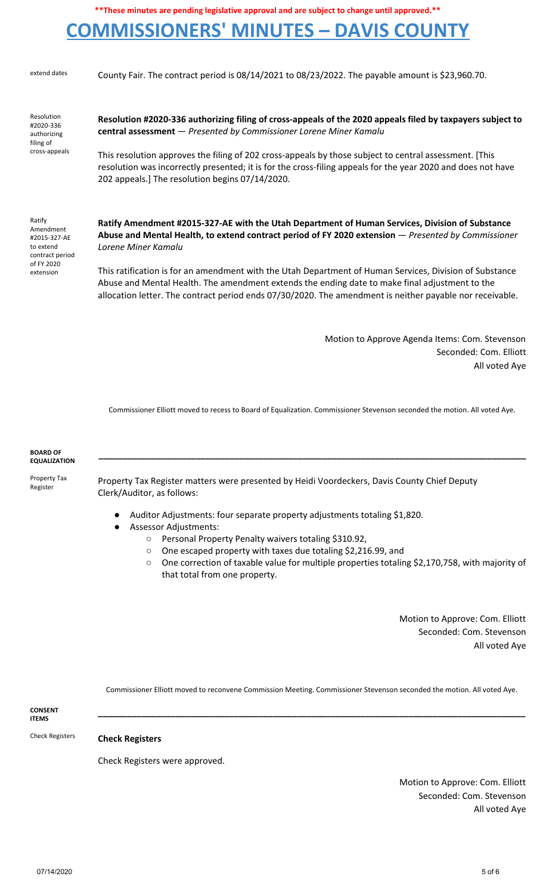**These minutes are pending legislative approval and are subject to change until approved.**

# COMMISSIONERS' MINUTES – DAVIS COUNTY

extend dates

County Fair. The contract period is 08/14/2021 to 08/23/2022. The payable amount is $23,960.70.

Resolution #2020-336 authorizing filing of cross-appeals

**Resolution #2020-336 authorizing filing of cross-appeals of the 2020 appeals filed by taxpayers subject to central assessment** — *Presented by Commissioner Lorene Miner Kamalu*

This resolution approves the filing of 202 cross-appeals by those subject to central assessment. [This resolution was incorrectly presented; it is for the cross-filing appeals for the year 2020 and does not have 202 appeals.] The resolution begins 07/14/2020.

Ratify Amendment #2015-327-AE to extend contract period of FY 2020 extension

**Ratify Amendment #2015-327-AE with the Utah Department of Human Services, Division of Substance Abuse and Mental Health, to extend contract period of FY 2020 extension** — *Presented by Commissioner Lorene Miner Kamalu*

This ratification is for an amendment with the Utah Department of Human Services, Division of Substance Abuse and Mental Health. The amendment extends the ending date to make final adjustment to the allocation letter. The contract period ends 07/30/2020. The amendment is neither payable nor receivable.

Motion to Approve Agenda Items: Com. Stevenson
Seconded: Com. Elliott
All voted Aye

Commissioner Elliott moved to recess to Board of Equalization. Commissioner Stevenson seconded the motion. All voted Aye.

**BOARD OF EQUALIZATION**

---

Property Tax Register

Property Tax Register matters were presented by Heidi Voordeckers, Davis County Chief Deputy Clerk/Auditor, as follows:

- Auditor Adjustments: four separate property adjustments totaling $1,820.
- Assessor Adjustments:
  - Personal Property Penalty waivers totaling $310.92,
  - One escaped property with taxes due totaling $2,216.99, and
  - One correction of taxable value for multiple properties totaling $2,170,758, with majority of that total from one property.

Motion to Approve: Com. Elliott
Seconded: Com. Stevenson
All voted Aye

Commissioner Elliott moved to reconvene Commission Meeting. Commissioner Stevenson seconded the motion. All voted Aye.

**CONSENT ITEMS**

---

Check Registers

**Check Registers**

Check Registers were approved.

Motion to Approve: Com. Elliott
Seconded: Com. Stevenson
All voted Aye

07/14/2020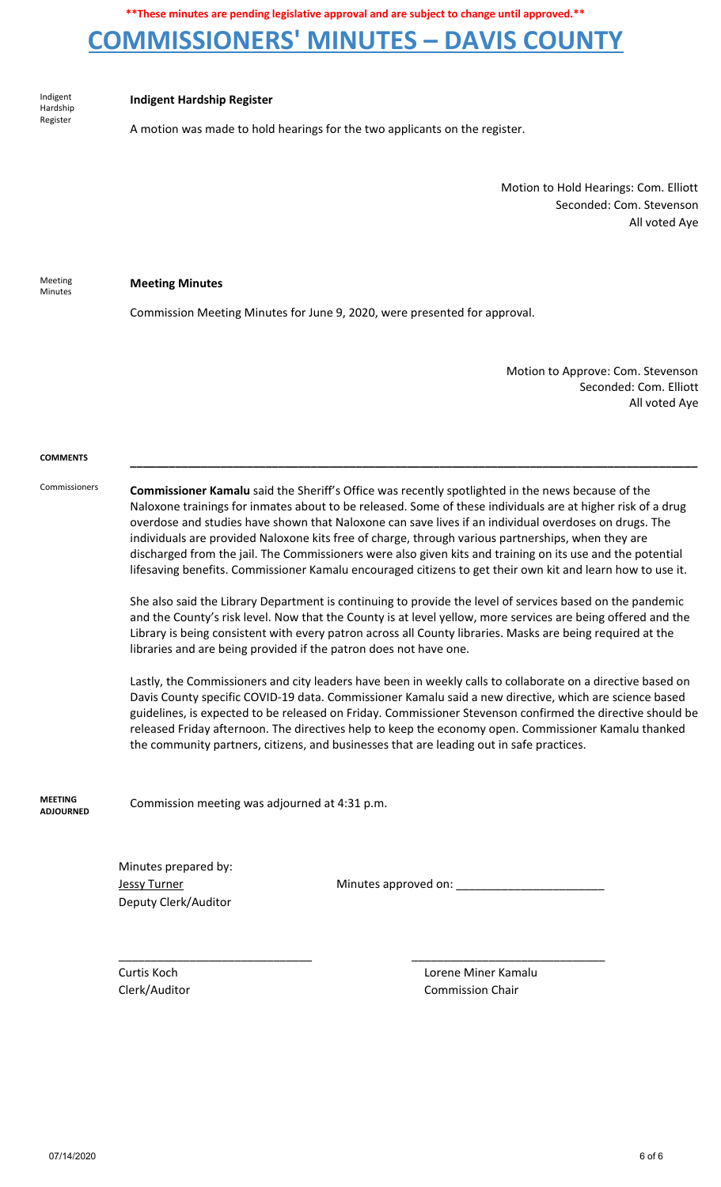Indigent Hardship Register

**Indigent Hardship Register**

A motion was made to hold hearings for the two applicants on the register.

Motion to Hold Hearings: Com. Elliott
Seconded: Com. Stevenson
All voted Aye

Meeting Minutes

**Meeting Minutes**

Commission Meeting Minutes for June 9, 2020, were presented for approval.

Motion to Approve: Com. Stevenson
Seconded: Com. Elliott
All voted Aye

**COMMENTS**

---

Commissioners

**Commissioner Kamalu** said the Sheriff's Office was recently spotlighted in the news because of the Naloxone trainings for inmates about to be released. Some of these individuals are at higher risk of a drug overdose and studies have shown that Naloxone can save lives if an individual overdoses on drugs. The individuals are provided Naloxone kits free of charge, through various partnerships, when they are discharged from the jail. The Commissioners were also given kits and training on its use and the potential lifesaving benefits. Commissioner Kamalu encouraged citizens to get their own kit and learn how to use it.

She also said the Library Department is continuing to provide the level of services based on the pandemic and the County's risk level. Now that the County is at level yellow, more services are being offered and the Library is being consistent with every patron across all County libraries. Masks are being required at the libraries and are being provided if the patron does not have one.

Lastly, the Commissioners and city leaders have been in weekly calls to collaborate on a directive based on Davis County specific COVID-19 data. Commissioner Kamalu said a new directive, which are science based guidelines, is expected to be released on Friday. Commissioner Stevenson confirmed the directive should be released Friday afternoon. The directives help to keep the economy open. Commissioner Kamalu thanked the community partners, citizens, and businesses that are leading out in safe practices.

**MEETING ADJOURNED**

Commission meeting was adjourned at 4:31 p.m.

Minutes prepared by:
Jessy Turner
Deputy Clerk/Auditor

Minutes approved on: _______________________

_____________________________
Curtis Koch
Clerk/Auditor

_____________________________
Lorene Miner Kamalu
Commission Chair